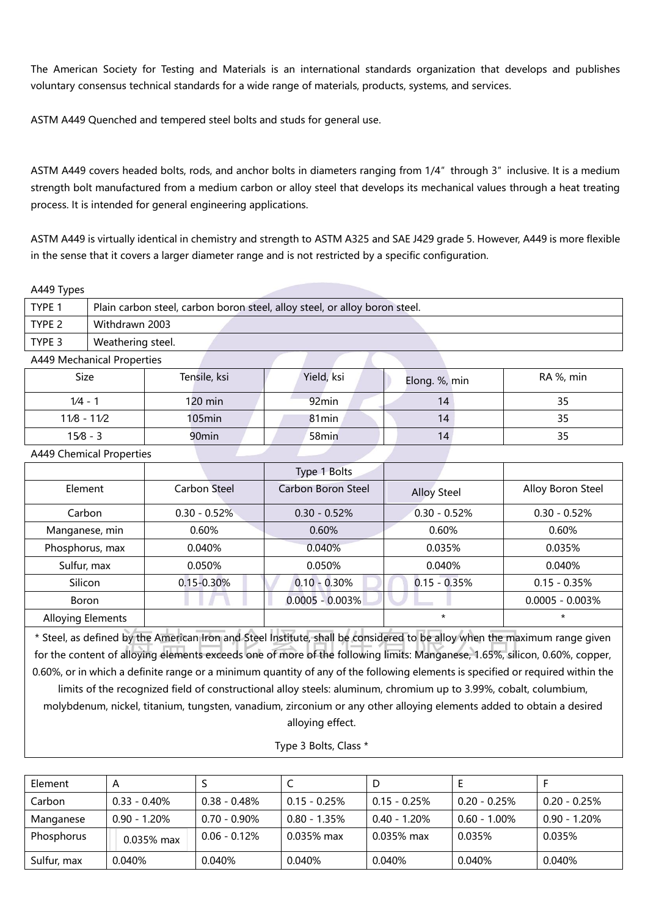The American Society for Testing and Materials is an international standards organization that develops and publishes voluntary consensus technical standards for a wide range of materials, products, systems, and services.

ASTM A449 Quenched and tempered steel bolts and studs for general use.

ASTM A449 covers headed bolts, rods, and anchor bolts in diameters ranging from 1/4" through 3" inclusive. It is a medium strength bolt manufactured from a medium carbon or alloy steel that develops its mechanical values through a heat treating process. It is intended for general engineering applications.

ASTM A449 is virtually identical in chemistry and strength to ASTM A325 and SAE J429 grade 5. However, A449 is more flexible in the sense that it covers a larger diameter range and is not restricted by a specific configuration.

A449 Types

| | |
|---|---|
| TYPE 1 | Plain carbon steel, carbon boron steel, alloy steel, or alloy boron steel. |
| TYPE 2 | Withdrawn 2003 |
| TYPE 3 | Weathering steel. |

A449 Mechanical Properties

| Size | Tensile, ksi | Yield, ksi | Elong. %, min | RA %, min |
|---|---|---|---|---|
| 1⁄4 - 1 | 120 min | 92min | 14 | 35 |
| 11⁄8 - 11⁄2 | 105min | 81min | 14 | 35 |
| 15⁄8 - 3 | 90min | 58min | 14 | 35 |

A449 Chemical Properties

| | | Type 1 Bolts | | |
|---|---|---|---|---|
| Element | Carbon Steel | Carbon Boron Steel | Alloy Steel | Alloy Boron Steel |
| Carbon | 0.30 - 0.52% | 0.30 - 0.52% | 0.30 - 0.52% | 0.30 - 0.52% |
| Manganese, min | 0.60% | 0.60% | 0.60% | 0.60% |
| Phosphorus, max | 0.040% | 0.040% | 0.035% | 0.035% |
| Sulfur, max | 0.050% | 0.050% | 0.040% | 0.040% |
| Silicon | 0.15-0.30% | 0.10 - 0.30% | 0.15 - 0.35% | 0.15 - 0.35% |
| Boron | | 0.0005 - 0.003% | | 0.0005 - 0.003% |
| Alloying Elements | | | * | * |

* Steel, as defined by the American Iron and Steel Institute, shall be considered to be alloy when the maximum range given for the content of alloying elements exceeds one of more of the following limits: Manganese, 1.65%, silicon, 0.60%, copper, 0.60%, or in which a definite range or a minimum quantity of any of the following elements is specified or required within the limits of the recognized field of constructional alloy steels: aluminum, chromium up to 3.99%, cobalt, columbium, molybdenum, nickel, titanium, tungsten, vanadium, zirconium or any other alloying elements added to obtain a desired alloying effect.

Type 3 Bolts, Class *

| Element | A | S | C | D | E | F |
|---|---|---|---|---|---|---|
| Carbon | 0.33 - 0.40% | 0.38 - 0.48% | 0.15 - 0.25% | 0.15 - 0.25% | 0.20 - 0.25% | 0.20 - 0.25% |
| Manganese | 0.90 - 1.20% | 0.70 - 0.90% | 0.80 - 1.35% | 0.40 - 1.20% | 0.60 - 1.00% | 0.90 - 1.20% |
| Phosphorus | 0.035% max | 0.06 - 0.12% | 0.035% max | 0.035% max | 0.035% | 0.035% |
| Sulfur, max | 0.040% | 0.040% | 0.040% | 0.040% | 0.040% | 0.040% |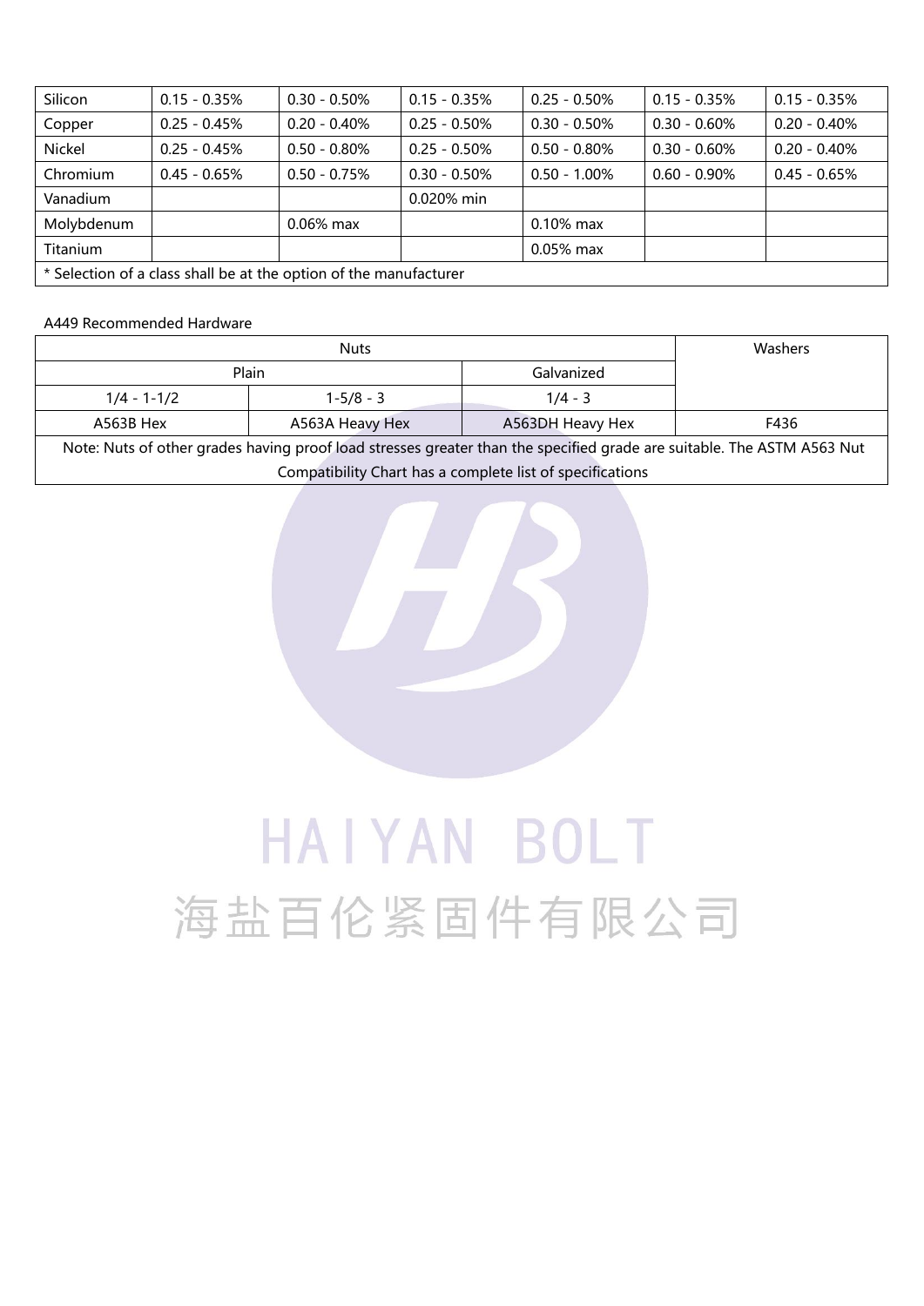| | | | | | | |
|---|---|---|---|---|---|---|
| Silicon | 0.15 - 0.35% | 0.30 - 0.50% | 0.15 - 0.35% | 0.25 - 0.50% | 0.15 - 0.35% | 0.15 - 0.35% |
| Copper | 0.25 - 0.45% | 0.20 - 0.40% | 0.25 - 0.50% | 0.30 - 0.50% | 0.30 - 0.60% | 0.20 - 0.40% |
| Nickel | 0.25 - 0.45% | 0.50 - 0.80% | 0.25 - 0.50% | 0.50 - 0.80% | 0.30 - 0.60% | 0.20 - 0.40% |
| Chromium | 0.45 - 0.65% | 0.50 - 0.75% | 0.30 - 0.50% | 0.50 - 1.00% | 0.60 - 0.90% | 0.45 - 0.65% |
| Vanadium | | | 0.020% min | | | |
| Molybdenum | | 0.06% max | | 0.10% max | | |
| Titanium | | | | 0.05% max | | |
| * Selection of a class shall be at the option of the manufacturer | | | | | | |

A449 Recommended Hardware

| Nuts | | | Washers |
|---|---|---|---|
| Plain | | Galvanized | |
| 1/4 - 1-1/2 | 1-5/8 - 3 | 1/4 - 3 | |
| A563B Hex | A563A Heavy Hex | A563DH Heavy Hex | F436 |
| Note: Nuts of other grades having proof load stresses greater than the specified grade are suitable. The ASTM A563 Nut Compatibility Chart has a complete list of specifications | | | |

HAIYAN BOLT

海盐百伦紧固件有限公司